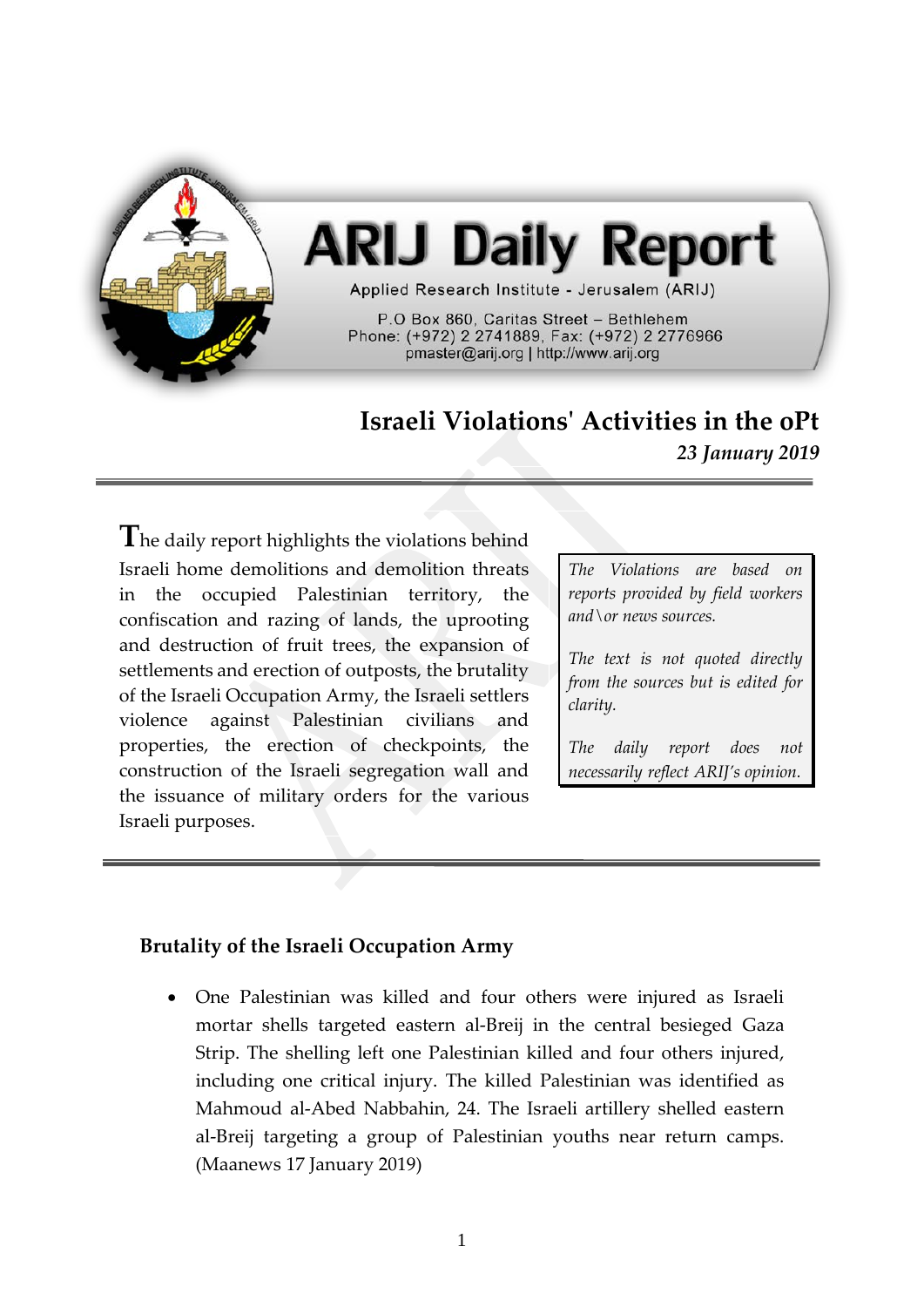# ARIJ Daily Report

Applied Research Institute - Jerusalem (ARIJ)

P.O Box 860, Caritas Street – Bethlehem
Phone: (+972) 2 2741889, Fax: (+972) 2 2776966
pmaster@arij.org | http://www.arij.org

## Israeli Violations' Activities in the oPt

*23 January 2019*

The daily report highlights the violations behind Israeli home demolitions and demolition threats in the occupied Palestinian territory, the confiscation and razing of lands, the uprooting and destruction of fruit trees, the expansion of settlements and erection of outposts, the brutality of the Israeli Occupation Army, the Israeli settlers violence against Palestinian civilians and properties, the erection of checkpoints, the construction of the Israeli segregation wall and the issuance of military orders for the various Israeli purposes.

*The Violations are based on reports provided by field workers and\or news sources.*

*The text is not quoted directly from the sources but is edited for clarity.*

*The daily report does not necessarily reflect ARIJ's opinion.*

### Brutality of the Israeli Occupation Army

- One Palestinian was killed and four others were injured as Israeli mortar shells targeted eastern al-Breij in the central besieged Gaza Strip. The shelling left one Palestinian killed and four others injured, including one critical injury. The killed Palestinian was identified as Mahmoud al-Abed Nabbahin, 24. The Israeli artillery shelled eastern al-Breij targeting a group of Palestinian youths near return camps. (Maanews 17 January 2019)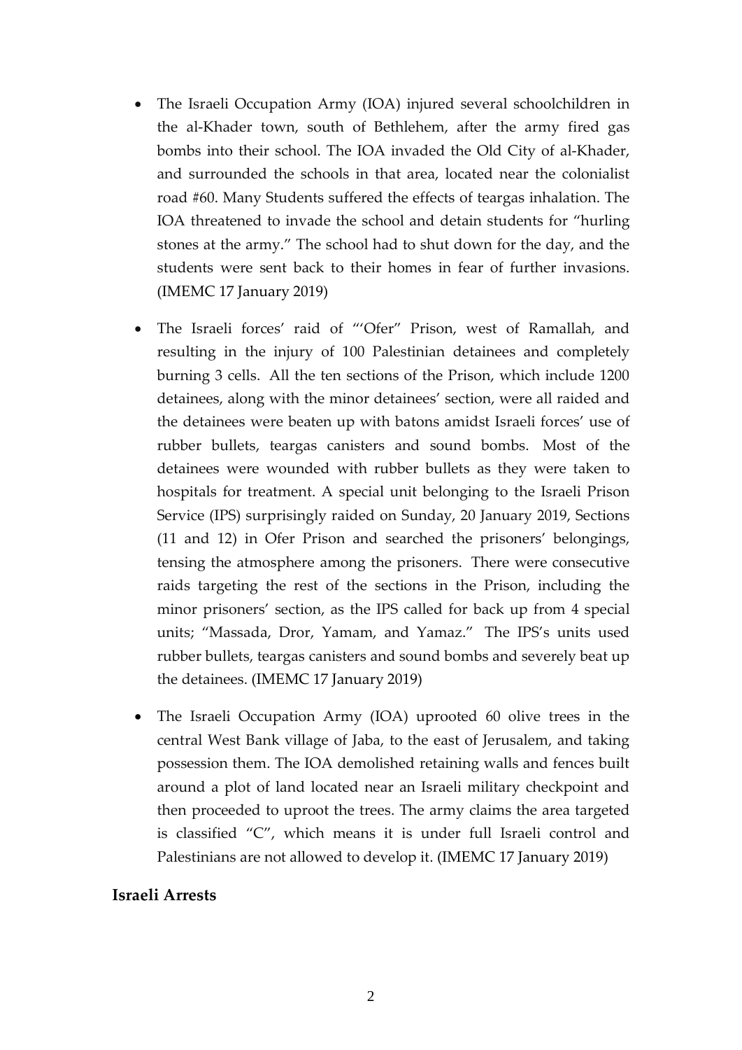- The Israeli Occupation Army (IOA) injured several schoolchildren in the al-Khader town, south of Bethlehem, after the army fired gas bombs into their school. The IOA invaded the Old City of al-Khader, and surrounded the schools in that area, located near the colonialist road #60. Many Students suffered the effects of teargas inhalation. The IOA threatened to invade the school and detain students for "hurling stones at the army." The school had to shut down for the day, and the students were sent back to their homes in fear of further invasions. (IMEMC 17 January 2019)

- The Israeli forces' raid of "'Ofer" Prison, west of Ramallah, and resulting in the injury of 100 Palestinian detainees and completely burning 3 cells. All the ten sections of the Prison, which include 1200 detainees, along with the minor detainees' section, were all raided and the detainees were beaten up with batons amidst Israeli forces' use of rubber bullets, teargas canisters and sound bombs. Most of the detainees were wounded with rubber bullets as they were taken to hospitals for treatment. A special unit belonging to the Israeli Prison Service (IPS) surprisingly raided on Sunday, 20 January 2019, Sections (11 and 12) in Ofer Prison and searched the prisoners' belongings, tensing the atmosphere among the prisoners. There were consecutive raids targeting the rest of the sections in the Prison, including the minor prisoners' section, as the IPS called for back up from 4 special units; "Massada, Dror, Yamam, and Yamaz." The IPS's units used rubber bullets, teargas canisters and sound bombs and severely beat up the detainees. (IMEMC 17 January 2019)

- The Israeli Occupation Army (IOA) uprooted 60 olive trees in the central West Bank village of Jaba, to the east of Jerusalem, and taking possession them. The IOA demolished retaining walls and fences built around a plot of land located near an Israeli military checkpoint and then proceeded to uproot the trees. The army claims the area targeted is classified "C", which means it is under full Israeli control and Palestinians are not allowed to develop it. (IMEMC 17 January 2019)

**Israeli Arrests**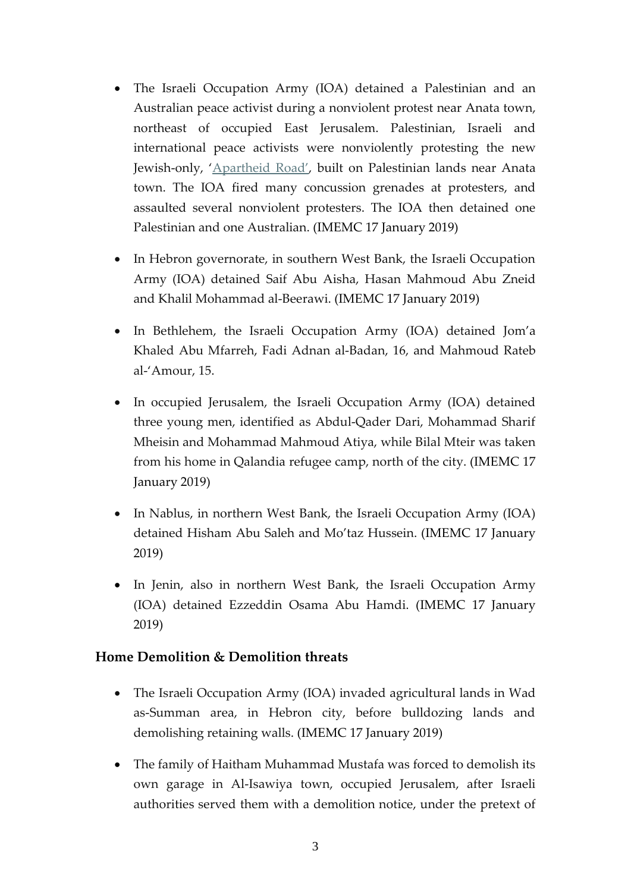- The Israeli Occupation Army (IOA) detained a Palestinian and an Australian peace activist during a nonviolent protest near Anata town, northeast of occupied East Jerusalem. Palestinian, Israeli and international peace activists were nonviolently protesting the new Jewish-only, 'Apartheid Road', built on Palestinian lands near Anata town. The IOA fired many concussion grenades at protesters, and assaulted several nonviolent protesters. The IOA then detained one Palestinian and one Australian. (IMEMC 17 January 2019)

- In Hebron governorate, in southern West Bank, the Israeli Occupation Army (IOA) detained Saif Abu Aisha, Hasan Mahmoud Abu Zneid and Khalil Mohammad al-Beerawi. (IMEMC 17 January 2019)

- In Bethlehem, the Israeli Occupation Army (IOA) detained Jom'a Khaled Abu Mfarreh, Fadi Adnan al-Badan, 16, and Mahmoud Rateb al-'Amour, 15.

- In occupied Jerusalem, the Israeli Occupation Army (IOA) detained three young men, identified as Abdul-Qader Dari, Mohammad Sharif Mheisin and Mohammad Mahmoud Atiya, while Bilal Mteir was taken from his home in Qalandia refugee camp, north of the city. (IMEMC 17 January 2019)

- In Nablus, in northern West Bank, the Israeli Occupation Army (IOA) detained Hisham Abu Saleh and Mo'taz Hussein. (IMEMC 17 January 2019)

- In Jenin, also in northern West Bank, the Israeli Occupation Army (IOA) detained Ezzeddin Osama Abu Hamdi. (IMEMC 17 January 2019)

### Home Demolition & Demolition threats

- The Israeli Occupation Army (IOA) invaded agricultural lands in Wad as-Summan area, in Hebron city, before bulldozing lands and demolishing retaining walls. (IMEMC 17 January 2019)

- The family of Haitham Muhammad Mustafa was forced to demolish its own garage in Al-Isawiya town, occupied Jerusalem, after Israeli authorities served them with a demolition notice, under the pretext of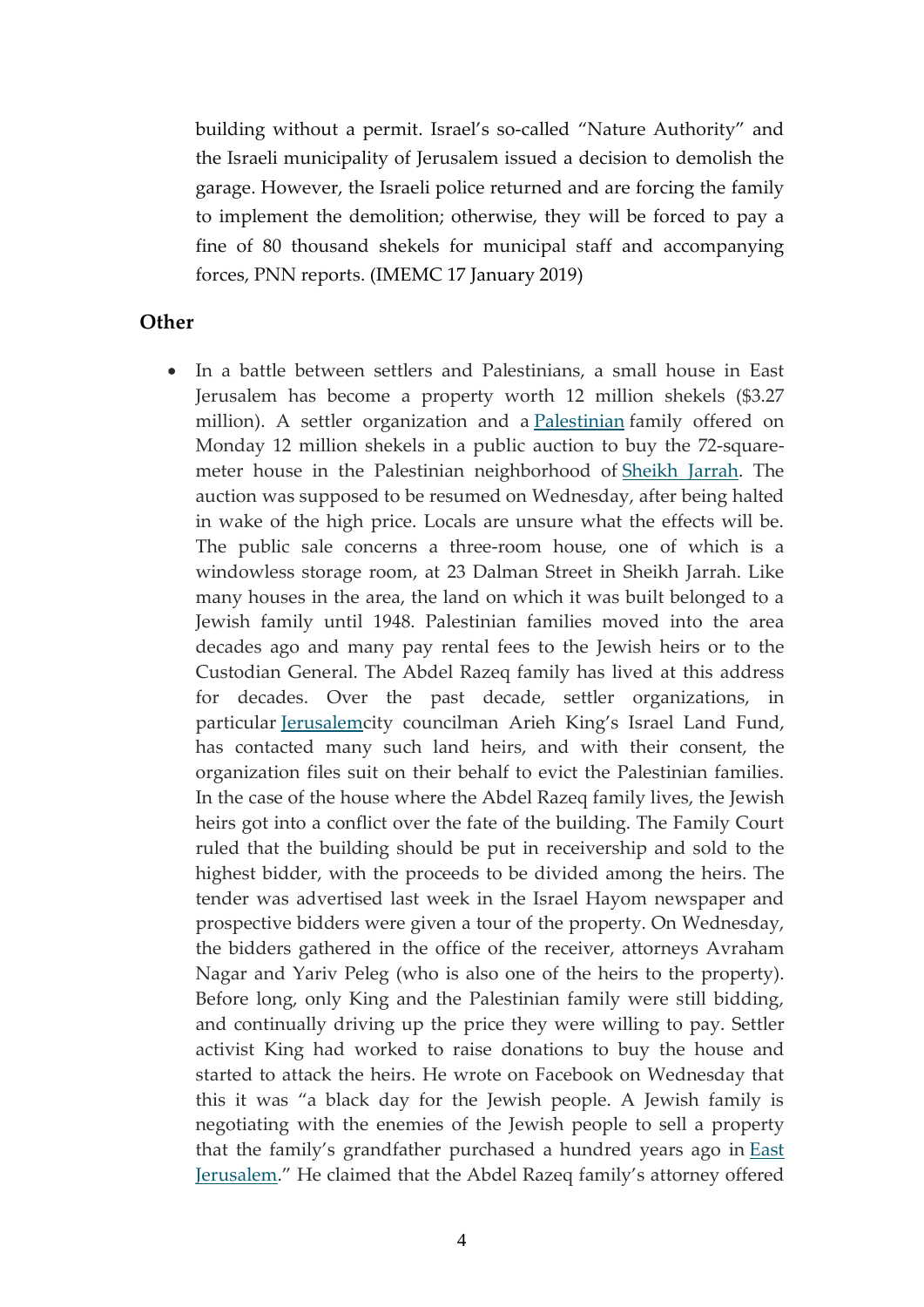building without a permit. Israel's so-called "Nature Authority" and the Israeli municipality of Jerusalem issued a decision to demolish the garage. However, the Israeli police returned and are forcing the family to implement the demolition; otherwise, they will be forced to pay a fine of 80 thousand shekels for municipal staff and accompanying forces, PNN reports. (IMEMC 17 January 2019)

## Other

- In a battle between settlers and Palestinians, a small house in East Jerusalem has become a property worth 12 million shekels ($3.27 million). A settler organization and a [Palestinian](https://) family offered on Monday 12 million shekels in a public auction to buy the 72-square-meter house in the Palestinian neighborhood of [Sheikh Jarrah](https://). The auction was supposed to be resumed on Wednesday, after being halted in wake of the high price. Locals are unsure what the effects will be. The public sale concerns a three-room house, one of which is a windowless storage room, at 23 Dalman Street in Sheikh Jarrah. Like many houses in the area, the land on which it was built belonged to a Jewish family until 1948. Palestinian families moved into the area decades ago and many pay rental fees to the Jewish heirs or to the Custodian General. The Abdel Razeq family has lived at this address for decades. Over the past decade, settler organizations, in particular [Jerusalem](https://)city councilman Arieh King's Israel Land Fund, has contacted many such land heirs, and with their consent, the organization files suit on their behalf to evict the Palestinian families. In the case of the house where the Abdel Razeq family lives, the Jewish heirs got into a conflict over the fate of the building. The Family Court ruled that the building should be put in receivership and sold to the highest bidder, with the proceeds to be divided among the heirs. The tender was advertised last week in the Israel Hayom newspaper and prospective bidders were given a tour of the property. On Wednesday, the bidders gathered in the office of the receiver, attorneys Avraham Nagar and Yariv Peleg (who is also one of the heirs to the property). Before long, only King and the Palestinian family were still bidding, and continually driving up the price they were willing to pay. Settler activist King had worked to raise donations to buy the house and started to attack the heirs. He wrote on Facebook on Wednesday that this it was "a black day for the Jewish people. A Jewish family is negotiating with the enemies of the Jewish people to sell a property that the family's grandfather purchased a hundred years ago in [East Jerusalem](https://)." He claimed that the Abdel Razeq family's attorney offered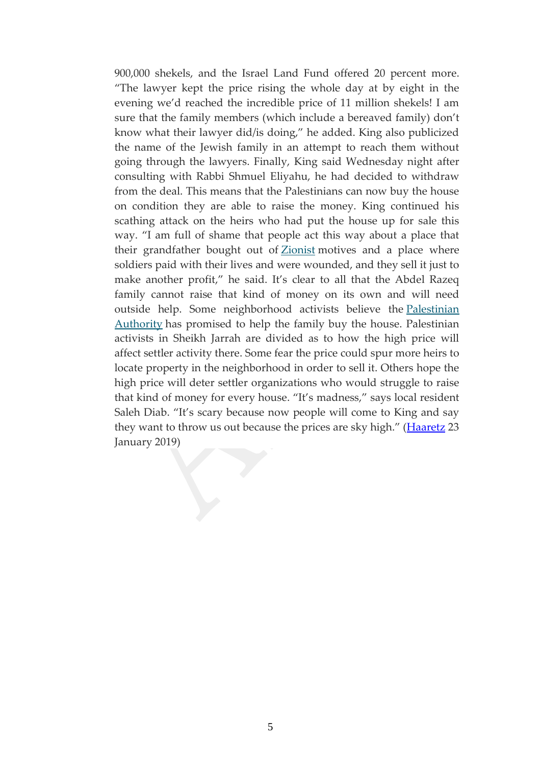900,000 shekels, and the Israel Land Fund offered 20 percent more. "The lawyer kept the price rising the whole day at by eight in the evening we'd reached the incredible price of 11 million shekels! I am sure that the family members (which include a bereaved family) don't know what their lawyer did/is doing," he added. King also publicized the name of the Jewish family in an attempt to reach them without going through the lawyers. Finally, King said Wednesday night after consulting with Rabbi Shmuel Eliyahu, he had decided to withdraw from the deal. This means that the Palestinians can now buy the house on condition they are able to raise the money. King continued his scathing attack on the heirs who had put the house up for sale this way. "I am full of shame that people act this way about a place that their grandfather bought out of Zionist motives and a place where soldiers paid with their lives and were wounded, and they sell it just to make another profit," he said. It's clear to all that the Abdel Razeq family cannot raise that kind of money on its own and will need outside help. Some neighborhood activists believe the Palestinian Authority has promised to help the family buy the house. Palestinian activists in Sheikh Jarrah are divided as to how the high price will affect settler activity there. Some fear the price could spur more heirs to locate property in the neighborhood in order to sell it. Others hope the high price will deter settler organizations who would struggle to raise that kind of money for every house. "It's madness," says local resident Saleh Diab. "It's scary because now people will come to King and say they want to throw us out because the prices are sky high." (Haaretz 23 January 2019)